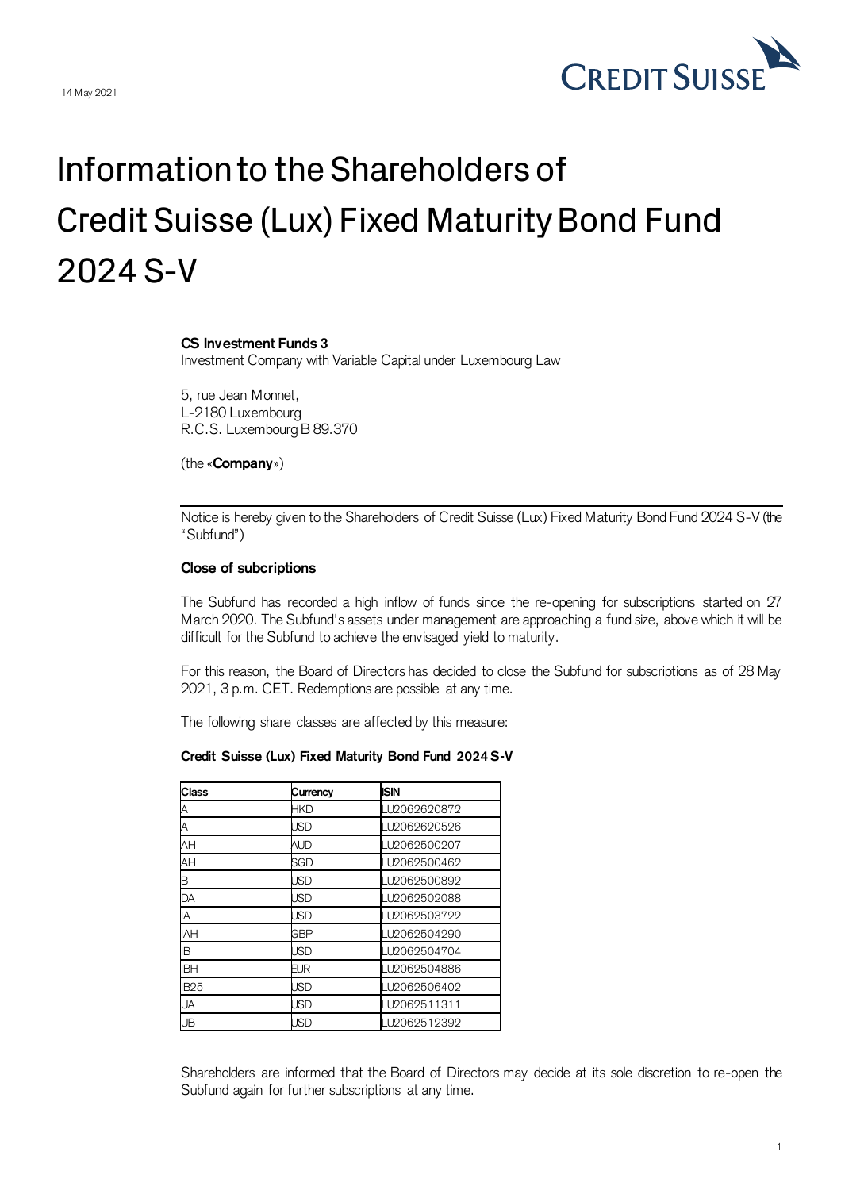14 May 2021

CREDIT SUISSE

# Information to the Shareholders of Credit Suisse (Lux) Fixed Maturity Bond Fund 2024 S-V

**CS Investment Funds 3**
Investment Company with Variable Capital under Luxembourg Law

5, rue Jean Monnet,
L-2180 Luxembourg
R.C.S. Luxembourg B 89.370

(the «**Company**»)

---

Notice is hereby given to the Shareholders of Credit Suisse (Lux) Fixed Maturity Bond Fund 2024 S-V (the "Subfund")

**Close of subcriptions**

The Subfund has recorded a high inflow of funds since the re-opening for subscriptions started on 27 March 2020. The Subfund's assets under management are approaching a fund size, above which it will be difficult for the Subfund to achieve the envisaged yield to maturity.

For this reason, the Board of Directors has decided to close the Subfund for subscriptions as of 28 May 2021, 3 p.m. CET. Redemptions are possible at any time.

The following share classes are affected by this measure:

**Credit Suisse (Lux) Fixed Maturity Bond Fund 2024 S-V**

| Class | Currency | ISIN |
|---|---|---|
| A | HKD | LU2062620872 |
| A | USD | LU2062620526 |
| AH | AUD | LU2062500207 |
| AH | SGD | LU2062500462 |
| B | USD | LU2062500892 |
| DA | USD | LU2062502088 |
| IA | USD | LU2062503722 |
| IAH | GBP | LU2062504290 |
| IB | USD | LU2062504704 |
| IBH | EUR | LU2062504886 |
| IB25 | USD | LU2062506402 |
| UA | USD | LU2062511311 |
| UB | USD | LU2062512392 |

Shareholders are informed that the Board of Directors may decide at its sole discretion to re-open the Subfund again for further subscriptions at any time.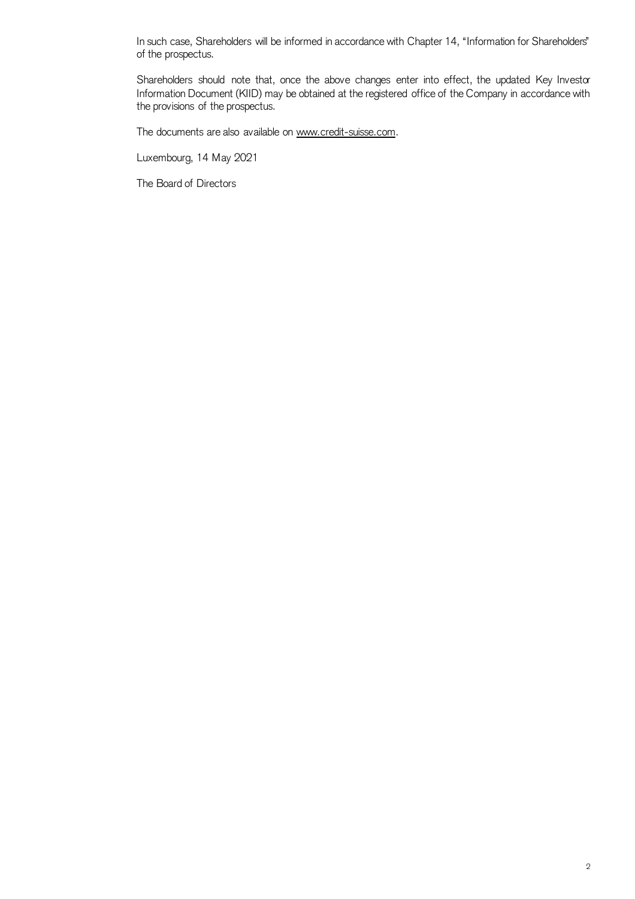In such case, Shareholders will be informed in accordance with Chapter 14, "Information for Shareholders" of the prospectus.

Shareholders should note that, once the above changes enter into effect, the updated Key Investor Information Document (KIID) may be obtained at the registered office of the Company in accordance with the provisions of the prospectus.

The documents are also available on www.credit-suisse.com.

Luxembourg, 14 May 2021

The Board of Directors